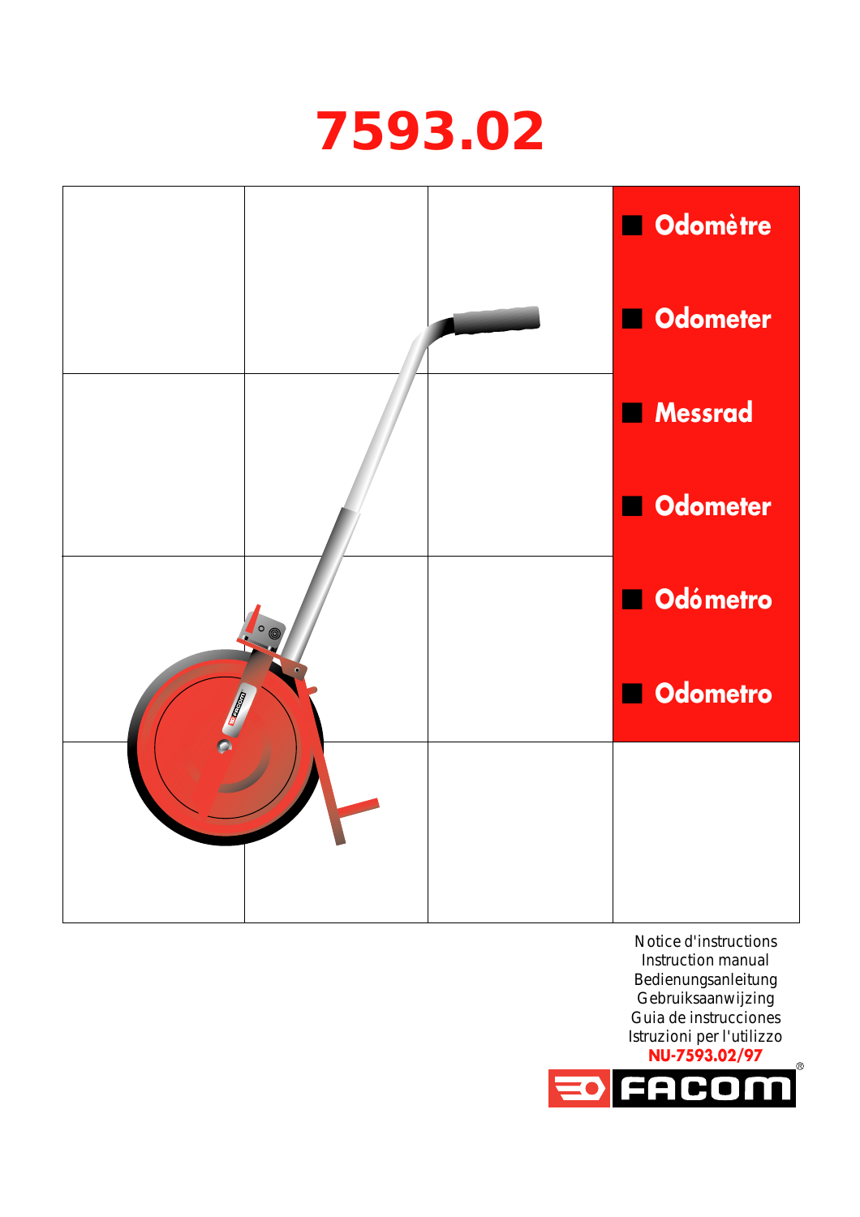# 7593.02

- **Odomètre**
- **Odometer**
- **Messrad**
- **Odometer**
- **Odómetro**
- **Odometro**

Notice d'instructions
Instruction manual
Bedienungsanleitung
Gebruiksaanwijzing
Guia de instrucciones
Istruzioni per l'utilizzo

**NU-7593.02/97**

FACOM®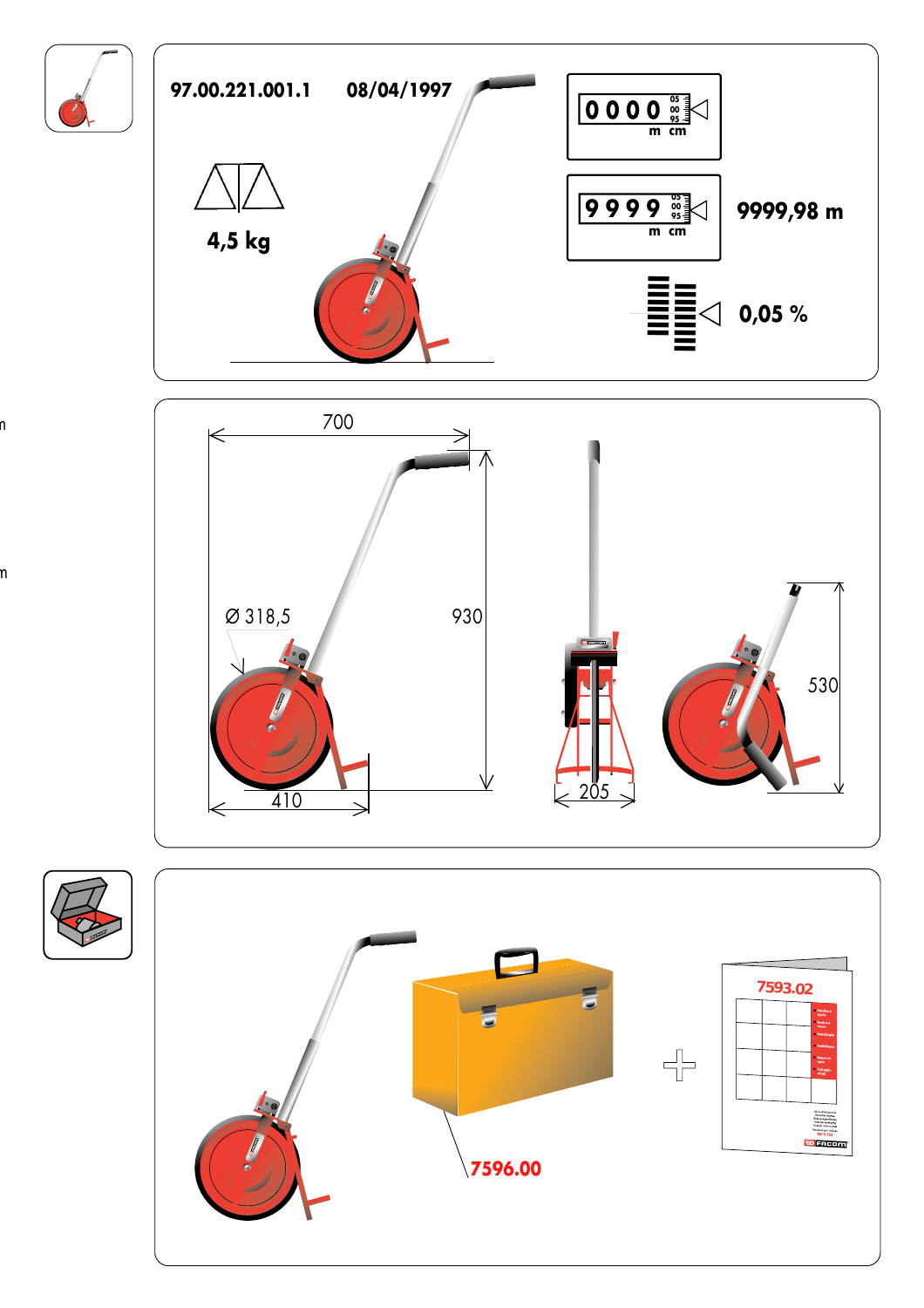97.00.221.001.1 08/04/1997

4,5 kg

0 0 0 0 05 00 95 m cm

9 9 9 9 05 00 95 m cm

9999,98 m

0,05 %

700

Ø 318,5

930

410

205

530

7596.00

7593.02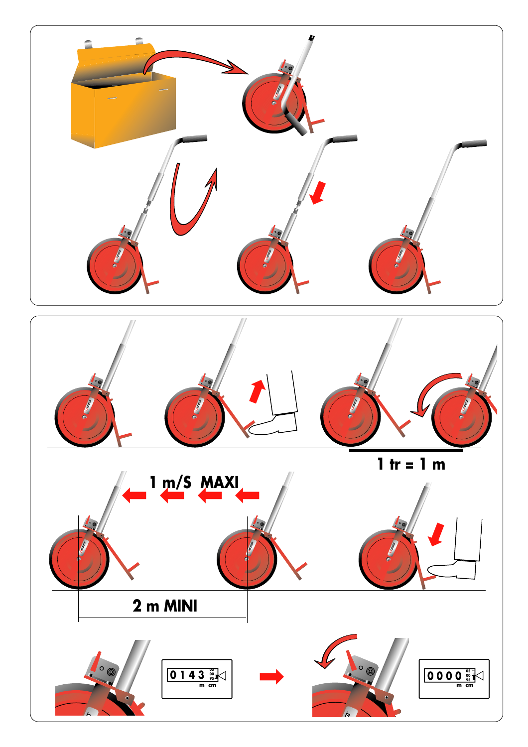1 tr = 1 m

1 m/S MAXI

2 m MINI

0 1 4 3 m cm

0 0 0 0 m cm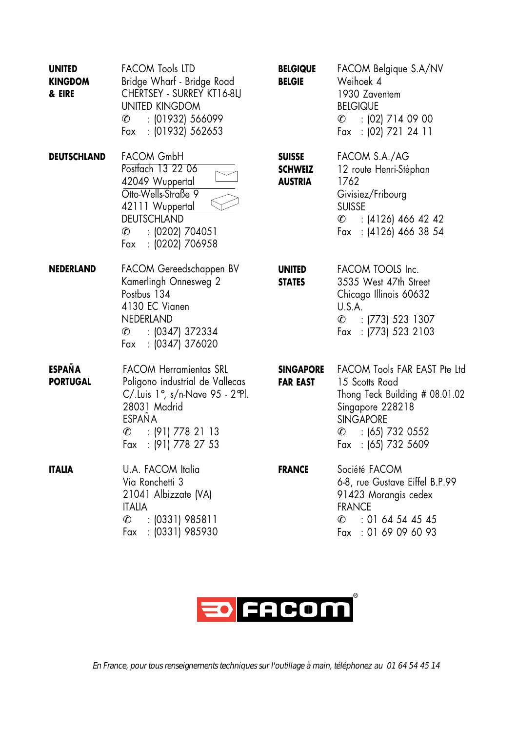**UNITED KINGDOM & EIRE**

FACOM Tools LTD
Bridge Wharf - Bridge Road
CHERTSEY - SURREY KT16-8LJ
UNITED KINGDOM
✆ : (01932) 566099
Fax : (01932) 562653

**BELGIQUE BELGIE**

FACOM Belgique S.A/NV
Weihoek 4
1930 Zaventem
BELGIQUE
✆ : (02) 714 09 00
Fax : (02) 721 24 11

**DEUTSCHLAND**

FACOM GmbH
Postfach 13 22 06
42049 Wuppertal
Otto-Wells-Straße 9
42111 Wuppertal
DEUTSCHLAND
✆ : (0202) 704051
Fax : (0202) 706958

**SUISSE SCHWEIZ AUSTRIA**

FACOM S.A./AG
12 route Henri-Stéphan
1762
Givisiez/Fribourg
SUISSE
✆ : (4126) 466 42 42
Fax : (4126) 466 38 54

**NEDERLAND**

FACOM Gereedschappen BV
Kamerlingh Onnesweg 2
Postbus 134
4130 EC Vianen
NEDERLAND
✆ : (0347) 372334
Fax : (0347) 376020

**UNITED STATES**

FACOM TOOLS Inc.
3535 West 47th Street
Chicago Illinois 60632
U.S.A.
✆ : (773) 523 1307
Fax : (773) 523 2103

**ESPAÑA PORTUGAL**

FACOM Herramientas SRL
Poligono industrial de Vallecas
C/.Luis 1°, s/n-Nave 95 - 2°Pl.
28031 Madrid
ESPAÑA
✆ : (91) 778 21 13
Fax : (91) 778 27 53

**SINGAPORE FAR EAST**

FACOM Tools FAR EAST Pte Ltd
15 Scotts Road
Thong Teck Building # 08.01.02
Singapore 228218
SINGAPORE
✆ : (65) 732 0552
Fax : (65) 732 5609

**ITALIA**

U.A. FACOM Italia
Via Ronchetti 3
21041 Albizzate (VA)
ITALIA
✆ : (0331) 985811
Fax : (0331) 985930

**FRANCE**

Société FACOM
6-8, rue Gustave Eiffel B.P.99
91423 Morangis cedex
FRANCE
✆ : 01 64 54 45 45
Fax : 01 69 09 60 93

FACOM®

*En France, pour tous renseignements techniques sur l'outillage à main, téléphonez au 01 64 54 45 14*